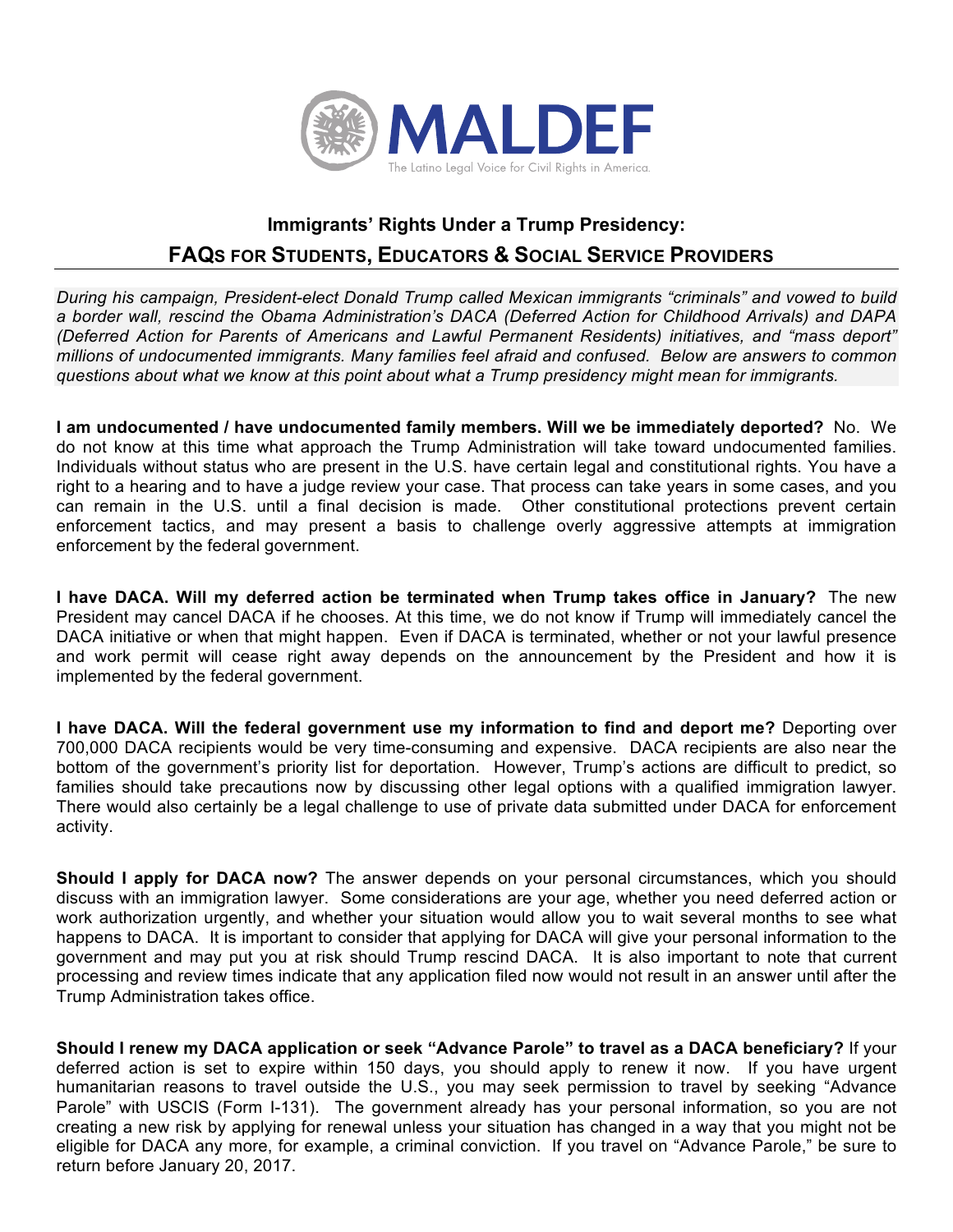MALDEF

The Latino Legal Voice for Civil Rights in America.

## Immigrants' Rights Under a Trump Presidency:

## FAQs for Students, Educators & Social Service Providers

*During his campaign, President-elect Donald Trump called Mexican immigrants "criminals" and vowed to build a border wall, rescind the Obama Administration's DACA (Deferred Action for Childhood Arrivals) and DAPA (Deferred Action for Parents of Americans and Lawful Permanent Residents) initiatives, and "mass deport" millions of undocumented immigrants. Many families feel afraid and confused. Below are answers to common questions about what we know at this point about what a Trump presidency might mean for immigrants.*

**I am undocumented / have undocumented family members. Will we be immediately deported?** No. We do not know at this time what approach the Trump Administration will take toward undocumented families. Individuals without status who are present in the U.S. have certain legal and constitutional rights. You have a right to a hearing and to have a judge review your case. That process can take years in some cases, and you can remain in the U.S. until a final decision is made. Other constitutional protections prevent certain enforcement tactics, and may present a basis to challenge overly aggressive attempts at immigration enforcement by the federal government.

**I have DACA. Will my deferred action be terminated when Trump takes office in January?** The new President may cancel DACA if he chooses. At this time, we do not know if Trump will immediately cancel the DACA initiative or when that might happen. Even if DACA is terminated, whether or not your lawful presence and work permit will cease right away depends on the announcement by the President and how it is implemented by the federal government.

**I have DACA. Will the federal government use my information to find and deport me?** Deporting over 700,000 DACA recipients would be very time-consuming and expensive. DACA recipients are also near the bottom of the government's priority list for deportation. However, Trump's actions are difficult to predict, so families should take precautions now by discussing other legal options with a qualified immigration lawyer. There would also certainly be a legal challenge to use of private data submitted under DACA for enforcement activity.

**Should I apply for DACA now?** The answer depends on your personal circumstances, which you should discuss with an immigration lawyer. Some considerations are your age, whether you need deferred action or work authorization urgently, and whether your situation would allow you to wait several months to see what happens to DACA. It is important to consider that applying for DACA will give your personal information to the government and may put you at risk should Trump rescind DACA. It is also important to note that current processing and review times indicate that any application filed now would not result in an answer until after the Trump Administration takes office.

**Should I renew my DACA application or seek "Advance Parole" to travel as a DACA beneficiary?** If your deferred action is set to expire within 150 days, you should apply to renew it now. If you have urgent humanitarian reasons to travel outside the U.S., you may seek permission to travel by seeking "Advance Parole" with USCIS (Form I-131). The government already has your personal information, so you are not creating a new risk by applying for renewal unless your situation has changed in a way that you might not be eligible for DACA any more, for example, a criminal conviction. If you travel on "Advance Parole," be sure to return before January 20, 2017.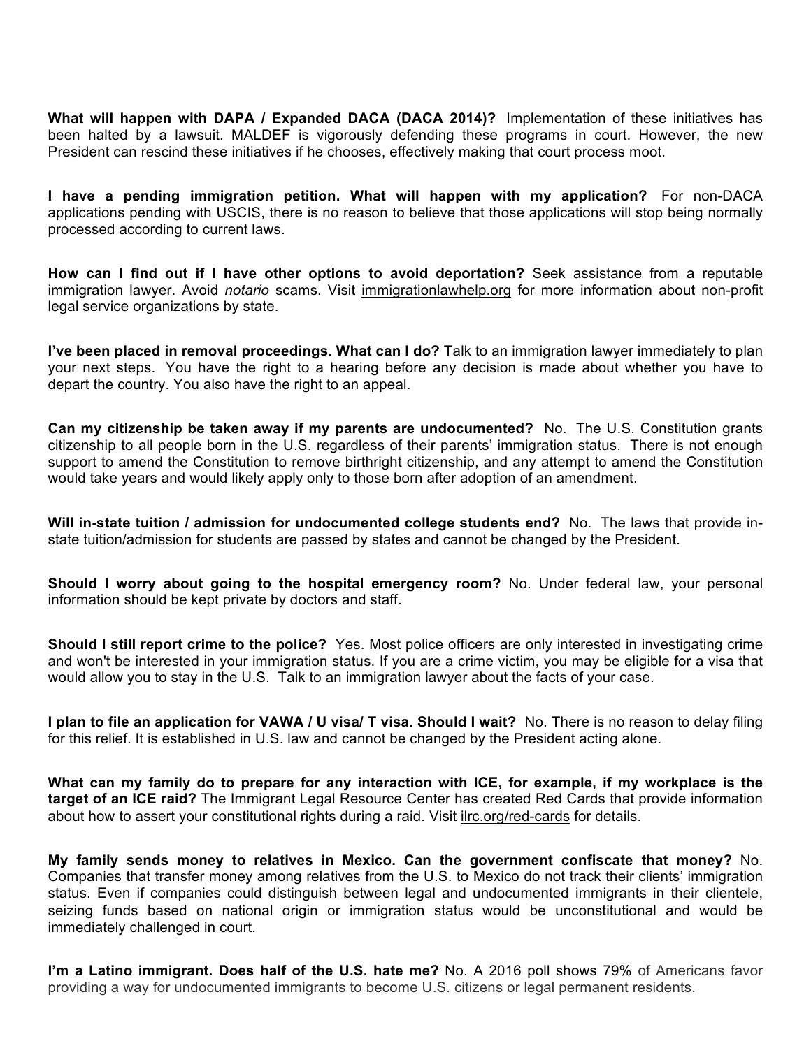**What will happen with DAPA / Expanded DACA (DACA 2014)?** Implementation of these initiatives has been halted by a lawsuit. MALDEF is vigorously defending these programs in court. However, the new President can rescind these initiatives if he chooses, effectively making that court process moot.

**I have a pending immigration petition. What will happen with my application?** For non-DACA applications pending with USCIS, there is no reason to believe that those applications will stop being normally processed according to current laws.

**How can I find out if I have other options to avoid deportation?** Seek assistance from a reputable immigration lawyer. Avoid *notario* scams. Visit immigrationlawhelp.org for more information about non-profit legal service organizations by state.

**I've been placed in removal proceedings. What can I do?** Talk to an immigration lawyer immediately to plan your next steps. You have the right to a hearing before any decision is made about whether you have to depart the country. You also have the right to an appeal.

**Can my citizenship be taken away if my parents are undocumented?** No. The U.S. Constitution grants citizenship to all people born in the U.S. regardless of their parents' immigration status. There is not enough support to amend the Constitution to remove birthright citizenship, and any attempt to amend the Constitution would take years and would likely apply only to those born after adoption of an amendment.

**Will in-state tuition / admission for undocumented college students end?** No. The laws that provide in-state tuition/admission for students are passed by states and cannot be changed by the President.

**Should I worry about going to the hospital emergency room?** No. Under federal law, your personal information should be kept private by doctors and staff.

**Should I still report crime to the police?** Yes. Most police officers are only interested in investigating crime and won't be interested in your immigration status. If you are a crime victim, you may be eligible for a visa that would allow you to stay in the U.S. Talk to an immigration lawyer about the facts of your case.

**I plan to file an application for VAWA / U visa/ T visa. Should I wait?** No. There is no reason to delay filing for this relief. It is established in U.S. law and cannot be changed by the President acting alone.

**What can my family do to prepare for any interaction with ICE, for example, if my workplace is the target of an ICE raid?** The Immigrant Legal Resource Center has created Red Cards that provide information about how to assert your constitutional rights during a raid. Visit ilrc.org/red-cards for details.

**My family sends money to relatives in Mexico. Can the government confiscate that money?** No. Companies that transfer money among relatives from the U.S. to Mexico do not track their clients' immigration status. Even if companies could distinguish between legal and undocumented immigrants in their clientele, seizing funds based on national origin or immigration status would be unconstitutional and would be immediately challenged in court.

**I'm a Latino immigrant. Does half of the U.S. hate me?** No. A 2016 poll shows 79% of Americans favor providing a way for undocumented immigrants to become U.S. citizens or legal permanent residents.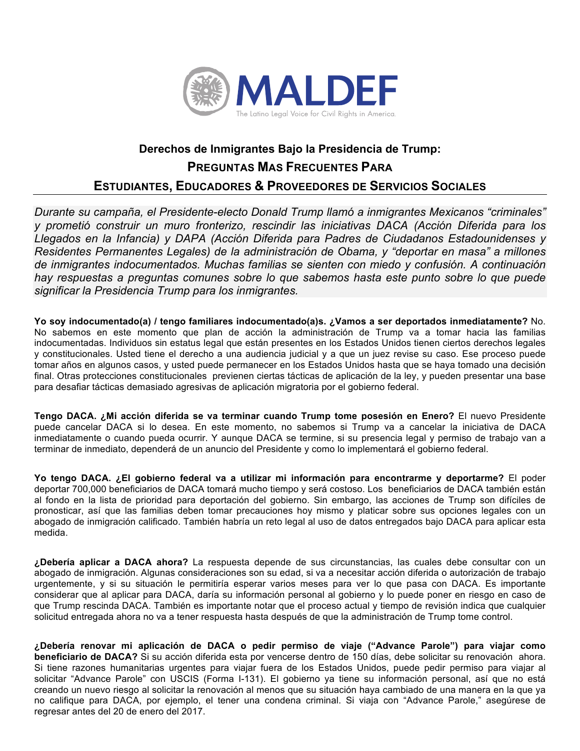MALDEF

The Latino Legal Voice for Civil Rights in America.

## Derechos de Inmigrantes Bajo la Presidencia de Trump:
## PREGUNTAS MAS FRECUENTES PARA
## ESTUDIANTES, EDUCADORES & PROVEEDORES DE SERVICIOS SOCIALES

*Durante su campaña, el Presidente-electo Donald Trump llamó a inmigrantes Mexicanos "criminales" y prometió construir un muro fronterizo, rescindir las iniciativas DACA (Acción Diferida para los Llegados en la Infancia) y DAPA (Acción Diferida para Padres de Ciudadanos Estadounidenses y Residentes Permanentes Legales) de la administración de Obama, y "deportar en masa" a millones de inmigrantes indocumentados. Muchas familias se sienten con miedo y confusión. A continuación hay respuestas a preguntas comunes sobre lo que sabemos hasta este punto sobre lo que puede significar la Presidencia Trump para los inmigrantes.*

**Yo soy indocumentado(a) / tengo familiares indocumentado(a)s. ¿Vamos a ser deportados inmediatamente?** No. No sabemos en este momento que plan de acción la administración de Trump va a tomar hacia las familias indocumentadas. Individuos sin estatus legal que están presentes en los Estados Unidos tienen ciertos derechos legales y constitucionales. Usted tiene el derecho a una audiencia judicial y a que un juez revise su caso. Ese proceso puede tomar años en algunos casos, y usted puede permanecer en los Estados Unidos hasta que se haya tomado una decisión final. Otras protecciones constitucionales previenen ciertas tácticas de aplicación de la ley, y pueden presentar una base para desafiar tácticas demasiado agresivas de aplicación migratoria por el gobierno federal.

**Tengo DACA. ¿Mi acción diferida se va terminar cuando Trump tome posesión en Enero?** El nuevo Presidente puede cancelar DACA si lo desea. En este momento, no sabemos si Trump va a cancelar la iniciativa de DACA inmediatamente o cuando pueda ocurrir. Y aunque DACA se termine, si su presencia legal y permiso de trabajo van a terminar de inmediato, dependerá de un anuncio del Presidente y como lo implementará el gobierno federal.

**Yo tengo DACA. ¿El gobierno federal va a utilizar mi información para encontrarme y deportarme?** El poder deportar 700,000 beneficiarios de DACA tomará mucho tiempo y será costoso. Los beneficiarios de DACA también están al fondo en la lista de prioridad para deportación del gobierno. Sin embargo, las acciones de Trump son difíciles de pronosticar, así que las familias deben tomar precauciones hoy mismo y platicar sobre sus opciones legales con un abogado de inmigración calificado. También habría un reto legal al uso de datos entregados bajo DACA para aplicar esta medida.

**¿Debería aplicar a DACA ahora?** La respuesta depende de sus circunstancias, las cuales debe consultar con un abogado de inmigración. Algunas consideraciones son su edad, si va a necesitar acción diferida o autorización de trabajo urgentemente, y si su situación le permitiría esperar varios meses para ver lo que pasa con DACA. Es importante considerar que al aplicar para DACA, daría su información personal al gobierno y lo puede poner en riesgo en caso de que Trump rescinda DACA. También es importante notar que el proceso actual y tiempo de revisión indica que cualquier solicitud entregada ahora no va a tener respuesta hasta después de que la administración de Trump tome control.

**¿Debería renovar mi aplicación de DACA o pedir permiso de viaje ("Advance Parole") para viajar como beneficiario de DACA?** Si su acción diferida esta por vencerse dentro de 150 días, debe solicitar su renovación ahora. Si tiene razones humanitarias urgentes para viajar fuera de los Estados Unidos, puede pedir permiso para viajar al solicitar "Advance Parole" con USCIS (Forma I-131). El gobierno ya tiene su información personal, así que no está creando un nuevo riesgo al solicitar la renovación al menos que su situación haya cambiado de una manera en la que ya no califique para DACA, por ejemplo, el tener una condena criminal. Si viaja con "Advance Parole," asegúrese de regresar antes del 20 de enero del 2017.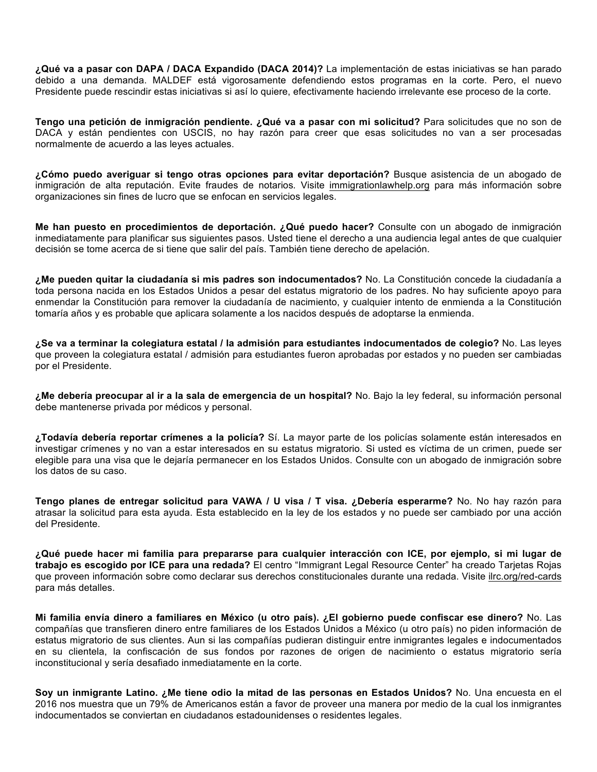**¿Qué va a pasar con DAPA / DACA Expandido (DACA 2014)?** La implementación de estas iniciativas se han parado debido a una demanda. MALDEF está vigorosamente defendiendo estos programas en la corte. Pero, el nuevo Presidente puede rescindir estas iniciativas si así lo quiere, efectivamente haciendo irrelevante ese proceso de la corte.

**Tengo una petición de inmigración pendiente. ¿Qué va a pasar con mi solicitud?** Para solicitudes que no son de DACA y están pendientes con USCIS, no hay razón para creer que esas solicitudes no van a ser procesadas normalmente de acuerdo a las leyes actuales.

**¿Cómo puedo averiguar si tengo otras opciones para evitar deportación?** Busque asistencia de un abogado de inmigración de alta reputación. Evite fraudes de notarios. Visite immigrationlawhelp.org para más información sobre organizaciones sin fines de lucro que se enfocan en servicios legales.

**Me han puesto en procedimientos de deportación. ¿Qué puedo hacer?** Consulte con un abogado de inmigración inmediatamente para planificar sus siguientes pasos. Usted tiene el derecho a una audiencia legal antes de que cualquier decisión se tome acerca de si tiene que salir del país. También tiene derecho de apelación.

**¿Me pueden quitar la ciudadanía si mis padres son indocumentados?** No. La Constitución concede la ciudadanía a toda persona nacida en los Estados Unidos a pesar del estatus migratorio de los padres. No hay suficiente apoyo para enmendar la Constitución para remover la ciudadanía de nacimiento, y cualquier intento de enmienda a la Constitución tomaría años y es probable que aplicara solamente a los nacidos después de adoptarse la enmienda.

**¿Se va a terminar la colegiatura estatal / la admisión para estudiantes indocumentados de colegio?** No. Las leyes que proveen la colegiatura estatal / admisión para estudiantes fueron aprobadas por estados y no pueden ser cambiadas por el Presidente.

**¿Me debería preocupar al ir a la sala de emergencia de un hospital?** No. Bajo la ley federal, su información personal debe mantenerse privada por médicos y personal.

**¿Todavía debería reportar crímenes a la policía?** Sí. La mayor parte de los policías solamente están interesados en investigar crímenes y no van a estar interesados en su estatus migratorio. Si usted es víctima de un crimen, puede ser elegible para una visa que le dejaría permanecer en los Estados Unidos. Consulte con un abogado de inmigración sobre los datos de su caso.

**Tengo planes de entregar solicitud para VAWA / U visa / T visa. ¿Debería esperarme?** No. No hay razón para atrasar la solicitud para esta ayuda. Esta establecido en la ley de los estados y no puede ser cambiado por una acción del Presidente.

**¿Qué puede hacer mi familia para prepararse para cualquier interacción con ICE, por ejemplo, si mi lugar de trabajo es escogido por ICE para una redada?** El centro "Immigrant Legal Resource Center" ha creado Tarjetas Rojas que proveen información sobre como declarar sus derechos constitucionales durante una redada. Visite ilrc.org/red-cards para más detalles.

**Mi familia envía dinero a familiares en México (u otro país). ¿El gobierno puede confiscar ese dinero?** No. Las compañías que transfieren dinero entre familiares de los Estados Unidos a México (u otro país) no piden información de estatus migratorio de sus clientes. Aun si las compañías pudieran distinguir entre inmigrantes legales e indocumentados en su clientela, la confiscación de sus fondos por razones de origen de nacimiento o estatus migratorio sería inconstitucional y sería desafiado inmediatamente en la corte.

**Soy un inmigrante Latino. ¿Me tiene odio la mitad de las personas en Estados Unidos?** No. Una encuesta en el 2016 nos muestra que un 79% de Americanos están a favor de proveer una manera por medio de la cual los inmigrantes indocumentados se conviertan en ciudadanos estadounidenses o residentes legales.